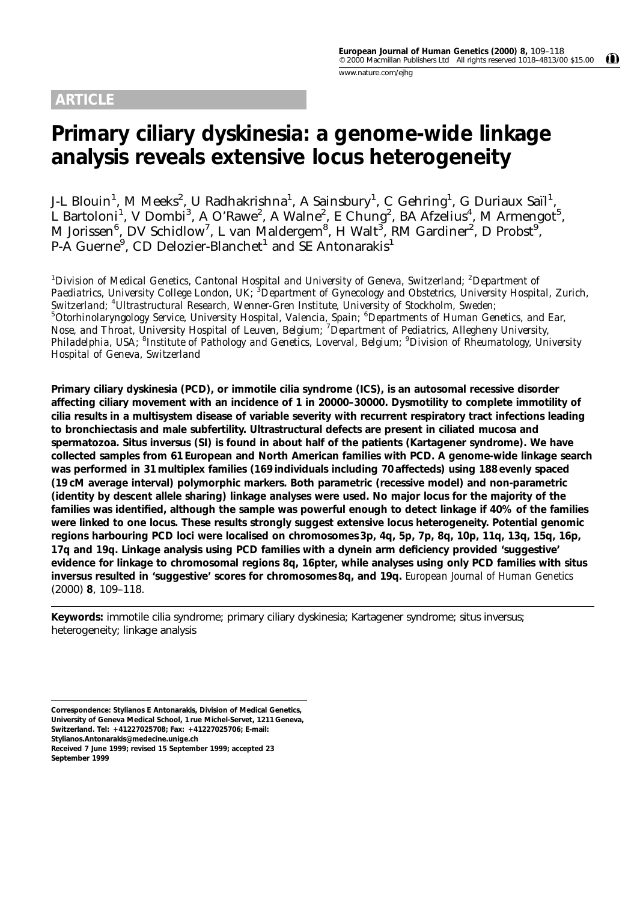ARTICLE

# Primary ciliary dyskinesia: a genome-wide linkage analysis reveals extensive locus heterogeneity

J-L Blouin[1], M Meeks[2], U Radhakrishna[1], A Sainsbury[1], C Gehring[1], G Duriaux Saïl[1], L Bartoloni[1], V Dombi[3], A O'Rawe[2], A Walne[2], E Chung[2], BA Afzelius[4], M Armengot[5], M Jorissen[6], DV Schidlow[7], L van Maldergem[8], H Walt[3], RM Gardiner[2], D Probst[9], P-A Guerne[9], CD Delozier-Blanchet[1] and SE Antonarakis[1]

[1]*Division of Medical Genetics, Cantonal Hospital and University of Geneva, Switzerland;* [2]*Department of Paediatrics, University College London, UK;* [3]*Department of Gynecology and Obstetrics, University Hospital, Zurich, Switzerland;* [4]*Ultrastructural Research, Wenner-Gren Institute, University of Stockholm, Sweden;* [5]*Otorhinolaryngology Service, University Hospital, Valencia, Spain;* [6]*Departments of Human Genetics, and Ear, Nose, and Throat, University Hospital of Leuven, Belgium;* [7]*Department of Pediatrics, Allegheny University, Philadelphia, USA;* [8]*Institute of Pathology and Genetics, Loverval, Belgium;* [9]*Division of Rheumatology, University Hospital of Geneva, Switzerland*

**Primary ciliary dyskinesia (PCD), or immotile cilia syndrome (ICS), is an autosomal recessive disorder affecting ciliary movement with an incidence of 1 in 20000–30000. Dysmotility to complete immotility of cilia results in a multisystem disease of variable severity with recurrent respiratory tract infections leading to bronchiectasis and male subfertility. Ultrastructural defects are present in ciliated mucosa and spermatozoa. Situs inversus (SI) is found in about half of the patients (Kartagener syndrome). We have collected samples from 61 European and North American families with PCD. A genome-wide linkage search was performed in 31 multiplex families (169 individuals including 70 affecteds) using 188 evenly spaced (19 cM average interval) polymorphic markers. Both parametric (recessive model) and non-parametric (identity by descent allele sharing) linkage analyses were used. No major locus for the majority of the families was identified, although the sample was powerful enough to detect linkage if 40% of the families were linked to one locus. These results strongly suggest extensive locus heterogeneity. Potential genomic regions harbouring PCD loci were localised on chromosomes 3p, 4q, 5p, 7p, 8q, 10p, 11q, 13q, 15q, 16p, 17q and 19q. Linkage analysis using PCD families with a dynein arm deficiency provided 'suggestive' evidence for linkage to chromosomal regions 8q, 16pter, while analyses using only PCD families with situs inversus resulted in 'suggestive' scores for chromosomes 8q, and 19q.** *European Journal of Human Genetics* (2000) **8**, 109–118.

**Keywords:** immotile cilia syndrome; primary ciliary dyskinesia; Kartagener syndrome; situs inversus; heterogeneity; linkage analysis

**Correspondence: Stylianos E Antonarakis, Division of Medical Genetics, University of Geneva Medical School, 1 rue Michel-Servet, 1211 Geneva, Switzerland. Tel: +41227025708; Fax: +41227025706; E-mail: Stylianos.Antonarakis@medecine.unige.ch**
**Received 7 June 1999; revised 15 September 1999; accepted 23 September 1999**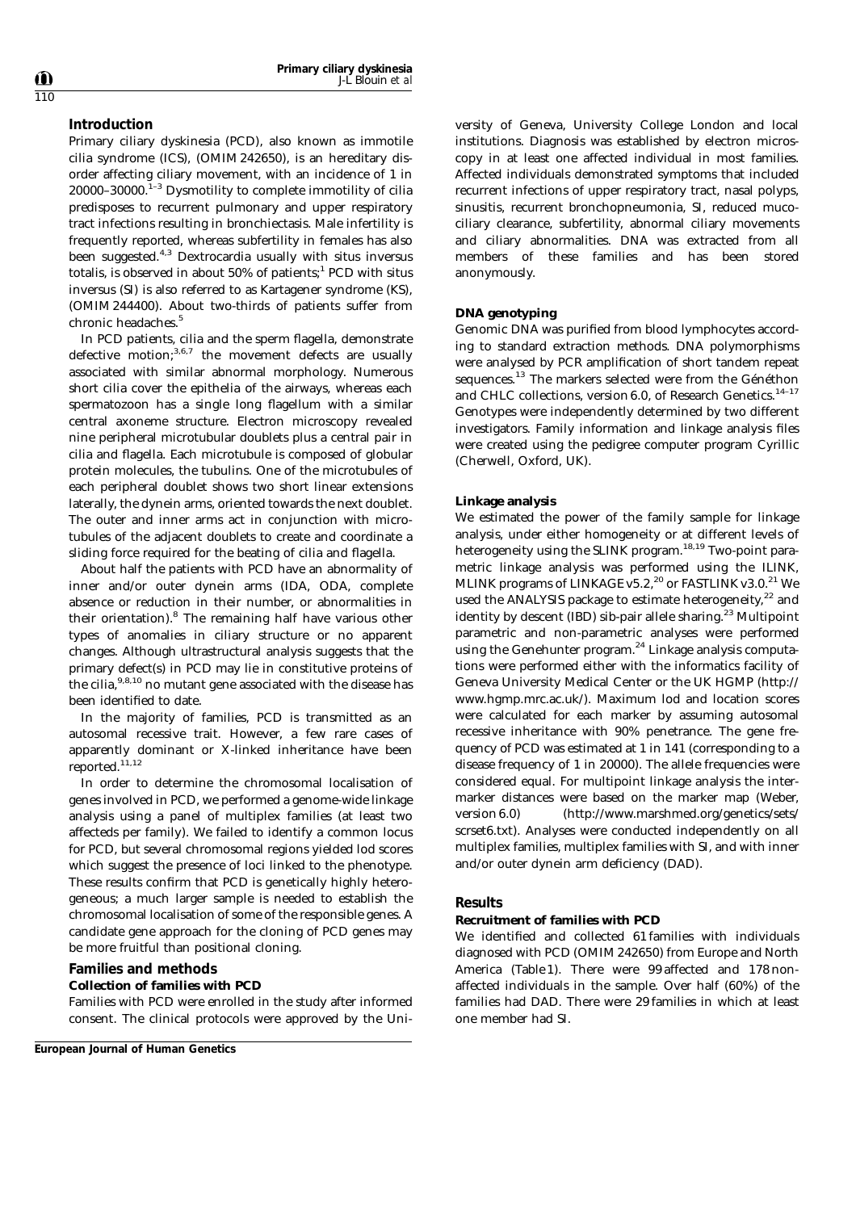## Introduction

Primary ciliary dyskinesia (PCD), also known as immotile cilia syndrome (ICS), (OMIM 242650), is an hereditary disorder affecting ciliary movement, with an incidence of 1 in 20000–30000.[1–3] Dysmotility to complete immotility of cilia predisposes to recurrent pulmonary and upper respiratory tract infections resulting in bronchiectasis. Male infertility is frequently reported, whereas subfertility in females has also been suggested.[4,3] Dextrocardia usually with situs inversus totalis, is observed in about 50% of patients;[1] PCD with situs inversus (SI) is also referred to as Kartagener syndrome (KS), (OMIM 244400). About two-thirds of patients suffer from chronic headaches.[5]

In PCD patients, cilia and the sperm flagella, demonstrate defective motion;[3,6,7] the movement defects are usually associated with similar abnormal morphology. Numerous short cilia cover the epithelia of the airways, whereas each spermatozoon has a single long flagellum with a similar central axoneme structure. Electron microscopy revealed nine peripheral microtubular doublets plus a central pair in cilia and flagella. Each microtubule is composed of globular protein molecules, the tubulins. One of the microtubules of each peripheral doublet shows two short linear extensions laterally, the dynein arms, oriented towards the next doublet. The outer and inner arms act in conjunction with microtubules of the adjacent doublets to create and coordinate a sliding force required for the beating of cilia and flagella.

About half the patients with PCD have an abnormality of inner and/or outer dynein arms (IDA, ODA, complete absence or reduction in their number, or abnormalities in their orientation).[8] The remaining half have various other types of anomalies in ciliary structure or no apparent changes. Although ultrastructural analysis suggests that the primary defect(s) in PCD may lie in constitutive proteins of the cilia,[9,8,10] no mutant gene associated with the disease has been identified to date.

In the majority of families, PCD is transmitted as an autosomal recessive trait. However, a few rare cases of apparently dominant or X-linked inheritance have been reported.[11,12]

In order to determine the chromosomal localisation of genes involved in PCD, we performed a genome-wide linkage analysis using a panel of multiplex families (at least two affecteds per family). We failed to identify a common locus for PCD, but several chromosomal regions yielded lod scores which suggest the presence of loci linked to the phenotype. These results confirm that PCD is genetically highly heterogeneous; a much larger sample is needed to establish the chromosomal localisation of some of the responsible genes. A candidate gene approach for the cloning of PCD genes may be more fruitful than positional cloning.

## Families and methods

### Collection of families with PCD

Families with PCD were enrolled in the study after informed consent. The clinical protocols were approved by the University of Geneva, University College London and local institutions. Diagnosis was established by electron microscopy in at least one affected individual in most families. Affected individuals demonstrated symptoms that included recurrent infections of upper respiratory tract, nasal polyps, sinusitis, recurrent bronchopneumonia, SI, reduced mucociliary clearance, subfertility, abnormal ciliary movements and ciliary abnormalities. DNA was extracted from all members of these families and has been stored anonymously.

### DNA genotyping

Genomic DNA was purified from blood lymphocytes according to standard extraction methods. DNA polymorphisms were analysed by PCR amplification of short tandem repeat sequences.[13] The markers selected were from the Généthon and CHLC collections, version 6.0, of Research Genetics.[14–17] Genotypes were independently determined by two different investigators. Family information and linkage analysis files were created using the pedigree computer program Cyrillic (Cherwell, Oxford, UK).

### Linkage analysis

We estimated the power of the family sample for linkage analysis, under either homogeneity or at different levels of heterogeneity using the SLINK program.[18,19] Two-point parametric linkage analysis was performed using the ILINK, MLINK programs of LINKAGE v5.2,[20] or FASTLINK v3.0.[21] We used the ANALYSIS package to estimate heterogeneity,[22] and identity by descent (IBD) sib-pair allele sharing.[23] Multipoint parametric and non-parametric analyses were performed using the Genehunter program.[24] Linkage analysis computations were performed either with the informatics facility of Geneva University Medical Center or the UK HGMP (http://www.hgmp.mrc.ac.uk/). Maximum lod and location scores were calculated for each marker by assuming autosomal recessive inheritance with 90% penetrance. The gene frequency of PCD was estimated at 1 in 141 (corresponding to a disease frequency of 1 in 20000). The allele frequencies were considered equal. For multipoint linkage analysis the intermarker distances were based on the marker map (Weber, version 6.0) (http://www.marshmed.org/genetics/sets/scrset6.txt). Analyses were conducted independently on all multiplex families, multiplex families with SI, and with inner and/or outer dynein arm deficiency (DAD).

## Results

### Recruitment of families with PCD

We identified and collected 61 families with individuals diagnosed with PCD (OMIM 242650) from Europe and North America (Table 1). There were 99 affected and 178 non-affected individuals in the sample. Over half (60%) of the families had DAD. There were 29 families in which at least one member had SI.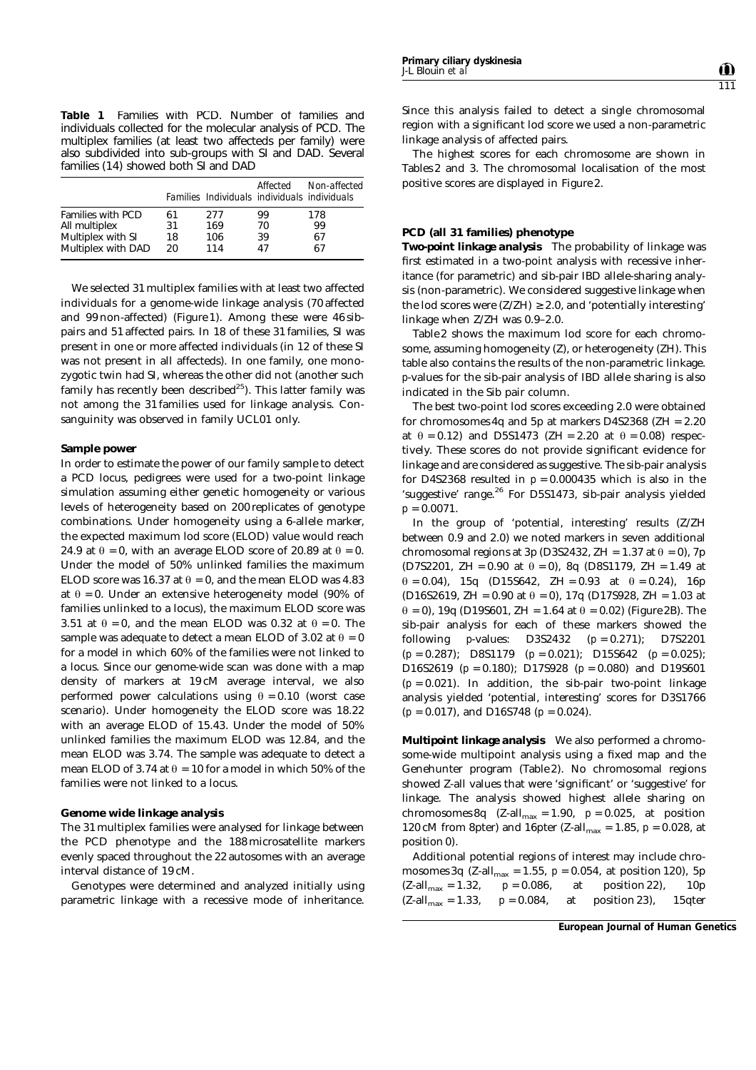**Table 1** Families with PCD. Number of families and individuals collected for the molecular analysis of PCD. The multiplex families (at least two affecteds per family) were also subdivided into sub-groups with SI and DAD. Several families (14) showed both SI and DAD

| | *Families* | *Individuals* | *Affected individuals* | *Non-affected individuals* |
|---|---|---|---|---|
| Families with PCD | 61 | 277 | 99 | 178 |
| All multiplex | 31 | 169 | 70 | 99 |
| Multiplex with SI | 18 | 106 | 39 | 67 |
| Multiplex with DAD | 20 | 114 | 47 | 67 |

We selected 31 multiplex families with at least two affected individuals for a genome-wide linkage analysis (70 affected and 99 non-affected) (Figure 1). Among these were 46 sib-pairs and 51 affected pairs. In 18 of these 31 families, SI was present in one or more affected individuals (in 12 of these SI was not present in all affecteds). In one family, one monozygotic twin had SI, whereas the other did not (another such family has recently been described[25]). This latter family was not among the 31 families used for linkage analysis. Consanguinity was observed in family UCL01 only.

**Sample power**

In order to estimate the power of our family sample to detect a PCD locus, pedigrees were used for a two-point linkage simulation assuming either genetic homogeneity or various levels of heterogeneity based on 200 replicates of genotype combinations. Under homogeneity using a 6-allele marker, the expected maximum lod score (ELOD) value would reach 24.9 at $\theta = 0$, with an average ELOD score of 20.89 at $\theta = 0$. Under the model of 50% unlinked families the maximum ELOD score was 16.37 at $\theta = 0$, and the mean ELOD was 4.83 at $\theta = 0$. Under an extensive heterogeneity model (90% of families unlinked to a locus), the maximum ELOD score was 3.51 at $\theta = 0$, and the mean ELOD was 0.32 at $\theta = 0$. The sample was adequate to detect a mean ELOD of 3.02 at $\theta = 0$ for a model in which 60% of the families were not linked to a locus. Since our genome-wide scan was done with a map density of markers at 19 cM average interval, we also performed power calculations using $\theta = 0.10$ (worst case scenario). Under homogeneity the ELOD score was 18.22 with an average ELOD of 15.43. Under the model of 50% unlinked families the maximum ELOD was 12.84, and the mean ELOD was 3.74. The sample was adequate to detect a mean ELOD of 3.74 at $\theta = 10$ for a model in which 50% of the families were not linked to a locus.

**Genome wide linkage analysis**

The 31 multiplex families were analysed for linkage between the PCD phenotype and the 188 microsatellite markers evenly spaced throughout the 22 autosomes with an average interval distance of 19 cM.

Genotypes were determined and analyzed initially using parametric linkage with a recessive mode of inheritance. Since this analysis failed to detect a single chromosomal region with a significant lod score we used a non-parametric linkage analysis of affected pairs.

The highest scores for each chromosome are shown in Tables 2 and 3. The chromosomal localisation of the most positive scores are displayed in Figure 2.

**PCD (all 31 families) phenotype**

**Two-point linkage analysis** The probability of linkage was first estimated in a two-point analysis with recessive inheritance (for parametric) and sib-pair IBD allele-sharing analysis (non-parametric). We considered suggestive linkage when the lod scores were (Z/ZH) ≥ 2.0, and 'potentially interesting' linkage when Z/ZH was 0.9–2.0.

Table 2 shows the maximum lod score for each chromosome, assuming homogeneity (Z), or heterogeneity (ZH). This table also contains the results of the non-parametric linkage. *p*-values for the sib-pair analysis of IBD allele sharing is also indicated in the Sib pair column.

The best two-point lod scores exceeding 2.0 were obtained for chromosomes 4q and 5p at markers D4S2368 (ZH = 2.20 at $\theta = 0.12$) and D5S1473 (ZH = 2.20 at $\theta = 0.08$) respectively. These scores do not provide significant evidence for linkage and are considered as suggestive. The sib-pair analysis for D4S2368 resulted in $p = 0.000435$ which is also in the 'suggestive' range.[26] For D5S1473, sib-pair analysis yielded $p = 0.0071$.

In the group of 'potential, interesting' results (Z/ZH between 0.9 and 2.0) we noted markers in seven additional chromosomal regions at 3p (D3S2432, ZH = 1.37 at $\theta = 0$), 7p (D7S2201, ZH = 0.90 at $\theta = 0$), 8q (D8S1179, ZH = 1.49 at $\theta = 0.04$), 15q (D15S642, ZH = 0.93 at $\theta = 0.24$), 16p (D16S2619, ZH = 0.90 at $\theta = 0$), 17q (D17S928, ZH = 1.03 at $\theta = 0$), 19q (D19S601, ZH = 1.64 at $\theta = 0.02$) (Figure 2B). The sib-pair analysis for each of these markers showed the following *p*-values: D3S2432 ($p = 0.271$); D7S2201 ($p = 0.287$); D8S1179 ($p = 0.021$); D15S642 ($p = 0.025$); D16S2619 ($p = 0.180$); D17S928 ($p = 0.080$) and D19S601 ($p = 0.021$). In addition, the sib-pair two-point linkage analysis yielded 'potential, interesting' scores for D3S1766 ($p = 0.017$), and D16S748 ($p = 0.024$).

**Multipoint linkage analysis** We also performed a chromosome-wide multipoint analysis using a fixed map and the Genehunter program (Table 2). No chromosomal regions showed Z-all values that were 'significant' or 'suggestive' for linkage. The analysis showed highest allele sharing on chromosomes 8q ($Z\text{-all}_{max} = 1.90$, $p = 0.025$, at position 120 cM from 8pter) and 16pter ($Z\text{-all}_{max} = 1.85$, $p = 0.028$, at position 0).

Additional potential regions of interest may include chromosomes 3q ($Z\text{-all}_{max} = 1.55$, $p = 0.054$, at position 120), 5p ($Z\text{-all}_{max} = 1.32$, $p = 0.086$, at position 22), 10p ($Z\text{-all}_{max} = 1.33$, $p = 0.084$, at position 23), 15qter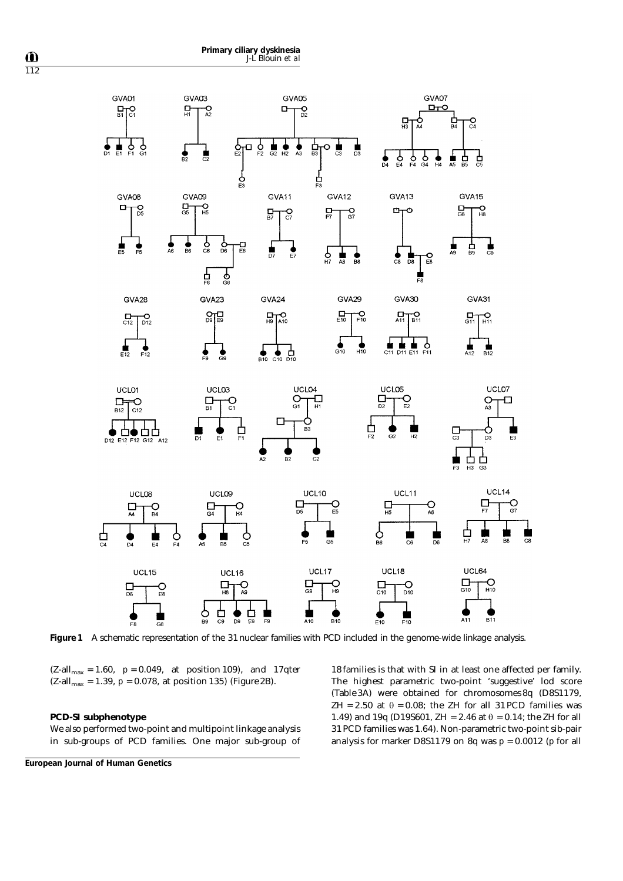Figure 1 A schematic representation of the 31 nuclear families with PCD included in the genome-wide linkage analysis.

(Z-all$_{max}$ = 1.60, $p$ = 0.049, at position 109), and 17qter (Z-all$_{max}$ = 1.39, $p$ = 0.078, at position 135) (Figure 2B).

### PCD-SI subphenotype

We also performed two-point and multipoint linkage analysis in sub-groups of PCD families. One major sub-group of 18 families is that with SI in at least one affected per family. The highest parametric two-point 'suggestive' lod score (Table 3A) were obtained for chromosomes 8q (D8S1179, ZH = 2.50 at $\theta$ = 0.08; the ZH for all 31 PCD families was 1.49) and 19q (D19S601, ZH = 2.46 at $\theta$ = 0.14; the ZH for all 31 PCD families was 1.64). Non-parametric two-point sib-pair analysis for marker D8S1179 on 8q was $p$ = 0.0012 ($p$ for all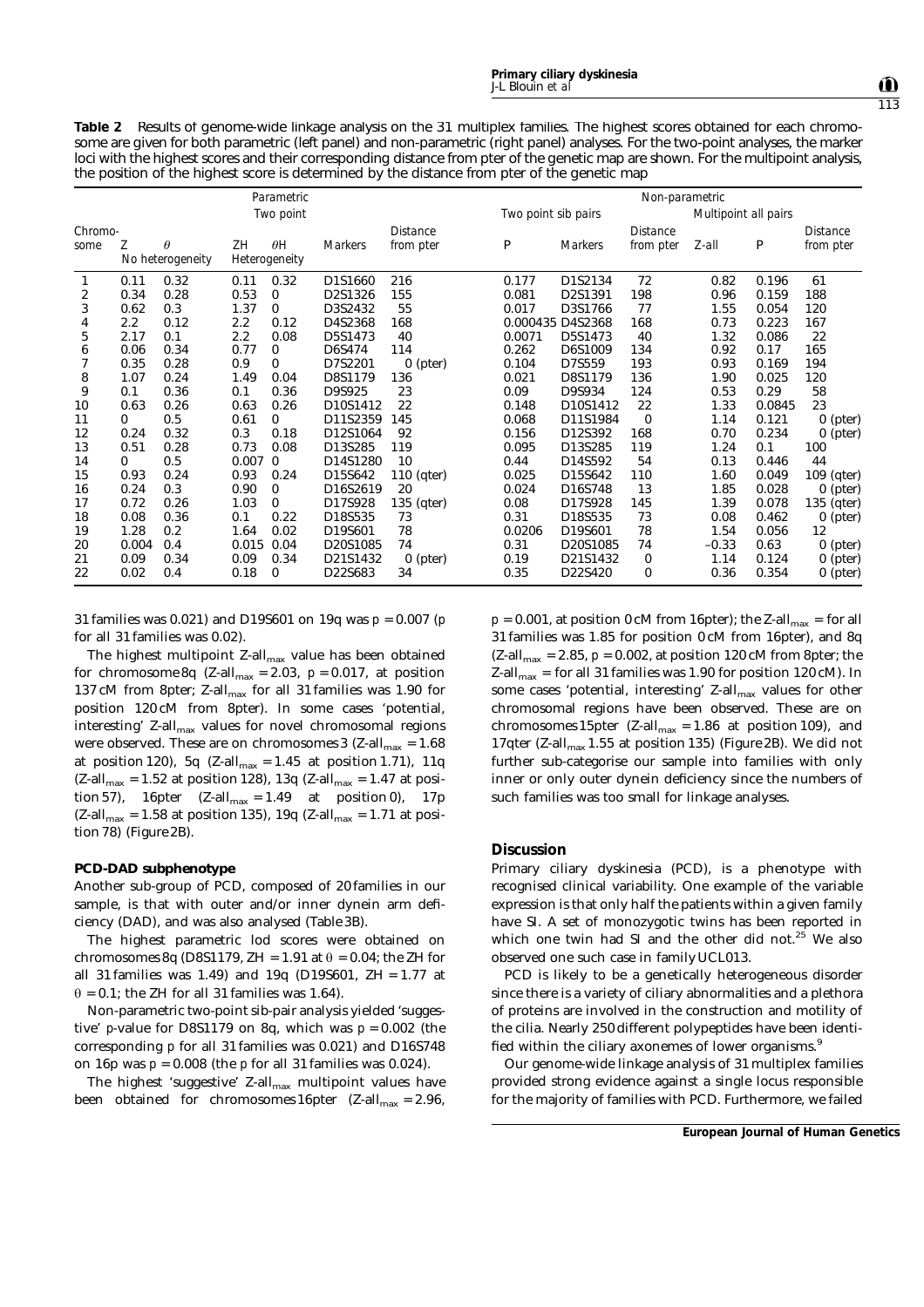**Table 2** Results of genome-wide linkage analysis on the 31 multiplex families. The highest scores obtained for each chromosome are given for both parametric (left panel) and non-parametric (right panel) analyses. For the two-point analyses, the marker loci with the highest scores and their corresponding distance from pter of the genetic map are shown. For the multipoint analysis, the position of the highest score is determined by the distance from pter of the genetic map

| | Parametric | | | | | | Non-parametric | | | | | |
|---|---|---|---|---|---|---|---|---|---|---|---|---|
| | Two point | | | | | | Two point sib pairs | | | Multipoint all pairs | | |
| Chromosome | Z | $\theta$ | ZH | $\theta$H | Markers | Distance from pter | P | Markers | Distance from pter | Z-all | P | Distance from pter |
| | No heterogeneity | | Heterogeneity | | | | | | | | | |
| 1 | 0.11 | 0.32 | 0.11 | 0.32 | D1S1660 | 216 | 0.177 | D1S2134 | 72 | 0.82 | 0.196 | 61 |
| 2 | 0.34 | 0.28 | 0.53 | 0 | D2S1326 | 155 | 0.081 | D2S1391 | 198 | 0.96 | 0.159 | 188 |
| 3 | 0.62 | 0.3 | 1.37 | 0 | D3S2432 | 55 | 0.017 | D3S1766 | 77 | 1.55 | 0.054 | 120 |
| 4 | 2.2 | 0.12 | 2.2 | 0.12 | D4S2368 | 168 | 0.000435 | D4S2368 | 168 | 0.73 | 0.223 | 167 |
| 5 | 2.17 | 0.1 | 2.2 | 0.08 | D5S1473 | 40 | 0.0071 | D5S1473 | 40 | 1.32 | 0.086 | 22 |
| 6 | 0.06 | 0.34 | 0.77 | 0 | D6S474 | 114 | 0.262 | D6S1009 | 134 | 0.92 | 0.17 | 165 |
| 7 | 0.35 | 0.28 | 0.9 | 0 | D7S2201 | 0 (pter) | 0.104 | D7S559 | 193 | 0.93 | 0.169 | 194 |
| 8 | 1.07 | 0.24 | 1.49 | 0.04 | D8S1179 | 136 | 0.021 | D8S1179 | 136 | 1.90 | 0.025 | 120 |
| 9 | 0.1 | 0.36 | 0.1 | 0.36 | D9S925 | 23 | 0.09 | D9S934 | 124 | 0.53 | 0.29 | 58 |
| 10 | 0.63 | 0.26 | 0.63 | 0.26 | D10S1412 | 22 | 0.148 | D10S1412 | 22 | 1.33 | 0.0845 | 23 |
| 11 | 0 | 0.5 | 0.61 | 0 | D11S2359 | 145 | 0.068 | D11S1984 | 0 | 1.14 | 0.121 | 0 (pter) |
| 12 | 0.24 | 0.32 | 0.3 | 0.18 | D12S1064 | 92 | 0.156 | D12S392 | 168 | 0.70 | 0.234 | 0 (pter) |
| 13 | 0.51 | 0.28 | 0.73 | 0.08 | D13S285 | 119 | 0.095 | D13S285 | 119 | 1.24 | 0.1 | 100 |
| 14 | 0 | 0.5 | 0.007 | 0 | D14S1280 | 10 | 0.44 | D14S592 | 54 | 0.13 | 0.446 | 44 |
| 15 | 0.93 | 0.24 | 0.93 | 0.24 | D15S642 | 110 (qter) | 0.025 | D15S642 | 110 | 1.60 | 0.049 | 109 (qter) |
| 16 | 0.24 | 0.3 | 0.90 | 0 | D16S2619 | 20 | 0.024 | D16S748 | 13 | 1.85 | 0.028 | 0 (pter) |
| 17 | 0.72 | 0.26 | 1.03 | 0 | D17S928 | 135 (qter) | 0.08 | D17S928 | 145 | 1.39 | 0.078 | 135 (qter) |
| 18 | 0.08 | 0.36 | 0.1 | 0.22 | D18S535 | 73 | 0.31 | D18S535 | 73 | 0.08 | 0.462 | 0 (pter) |
| 19 | 1.28 | 0.2 | 1.64 | 0.02 | D19S601 | 78 | 0.0206 | D19S601 | 78 | 1.54 | 0.056 | 12 |
| 20 | 0.004 | 0.4 | 0.015 | 0.04 | D20S1085 | 74 | 0.31 | D20S1085 | 74 | −0.33 | 0.63 | 0 (pter) |
| 21 | 0.09 | 0.34 | 0.09 | 0.34 | D21S1432 | 0 (pter) | 0.19 | D21S1432 | 0 | 1.14 | 0.124 | 0 (pter) |
| 22 | 0.02 | 0.4 | 0.18 | 0 | D22S683 | 34 | 0.35 | D22S420 | 0 | 0.36 | 0.354 | 0 (pter) |

31 families was 0.021) and D19S601 on 19q was $p = 0.007$ ($p$ for all 31 families was 0.02).

The highest multipoint Z-$all_{max}$ value has been obtained for chromosome 8q (Z-$all_{max} = 2.03$, $p = 0.017$, at position 137 cM from 8pter; Z-$all_{max}$ for all 31 families was 1.90 for position 120 cM from 8pter). In some cases 'potential, interesting' Z-$all_{max}$ values for novel chromosomal regions were observed. These are on chromosomes 3 (Z-$all_{max} = 1.68$ at position 120), 5q (Z-$all_{max} = 1.45$ at position 1.71), 11q (Z-$all_{max} = 1.52$ at position 128), 13q (Z-$all_{max} = 1.47$ at position 57), 16pter (Z-$all_{max} = 1.49$ at position 0), 17p (Z-$all_{max} = 1.58$ at position 135), 19q (Z-$all_{max} = 1.71$ at position 78) (Figure 2B).

### PCD-DAD subphenotype

Another sub-group of PCD, composed of 20 families in our sample, is that with outer and/or inner dynein arm deficiency (DAD), and was also analysed (Table 3B).

The highest parametric lod scores were obtained on chromosomes 8q (D8S1179, ZH = 1.91 at $\theta = 0.04$; the ZH for all 31 families was 1.49) and 19q (D19S601, ZH = 1.77 at $\theta = 0.1$; the ZH for all 31 families was 1.64).

Non-parametric two-point sib-pair analysis yielded 'suggestive' $p$-value for D8S1179 on 8q, which was $p = 0.002$ (the corresponding $p$ for all 31 families was 0.021) and D16S748 on 16p was $p = 0.008$ (the $p$ for all 31 families was 0.024).

The highest 'suggestive' Z-$all_{max}$ multipoint values have been obtained for chromosomes 16pter (Z-$all_{max} = 2.96$, $p = 0.001$, at position 0 cM from 16pter); the Z-$all_{max}$ = for all 31 families was 1.85 for position 0 cM from 16pter), and 8q (Z-$all_{max} = 2.85$, $p = 0.002$, at position 120 cM from 8pter; the Z-$all_{max}$ = for all 31 families was 1.90 for position 120 cM). In some cases 'potential, interesting' Z-$all_{max}$ values for other chromosomal regions have been observed. These are on chromosomes 15pter (Z-$all_{max} = 1.86$ at position 109), and 17qter (Z-$all_{max}$ 1.55 at position 135) (Figure 2B). We did not further sub-categorise our sample into families with only inner or only outer dynein deficiency since the numbers of such families was too small for linkage analyses.

## Discussion

Primary ciliary dyskinesia (PCD), is a phenotype with recognised clinical variability. One example of the variable expression is that only half the patients within a given family have SI. A set of monozygotic twins has been reported in which one twin had SI and the other did not.[25] We also observed one such case in family UCL013.

PCD is likely to be a genetically heterogeneous disorder since there is a variety of ciliary abnormalities and a plethora of proteins are involved in the construction and motility of the cilia. Nearly 250 different polypeptides have been identified within the ciliary axonemes of lower organisms.[9]

Our genome-wide linkage analysis of 31 multiplex families provided strong evidence against a single locus responsible for the majority of families with PCD. Furthermore, we failed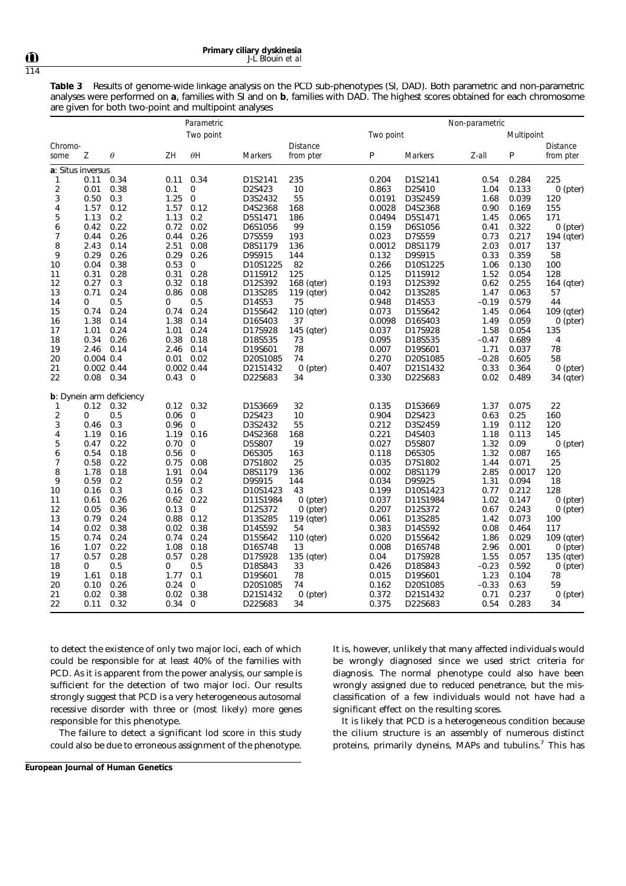**Table 3** Results of genome-wide linkage analysis on the PCD sub-phenotypes (SI, DAD). Both parametric and non-parametric analyses were performed on **a**, families with SI and on **b**, families with DAD. The highest scores obtained for each chromosome are given for both two-point and multipoint analyses

| | Parametric | | | | | | Non-parametric | | | | |
|---|---|---|---|---|---|---|---|---|---|---|---|
| | Two point | | | | | | Two point | | Multipoint | | |
| Chromosome | Z | θ | ZH | θH | Markers | Distance from pter | P | Markers | Z-all | P | Distance from pter |
| **a**: Situs inversus | | | | | | | | | | | |
| 1 | 0.11 | 0.34 | 0.11 | 0.34 | D1S2141 | 235 | 0.204 | D1S2141 | 0.54 | 0.284 | 225 |
| 2 | 0.01 | 0.38 | 0.1 | 0 | D2S423 | 10 | 0.863 | D2S410 | 1.04 | 0.133 | 0 (pter) |
| 3 | 0.50 | 0.3 | 1.25 | 0 | D3S2432 | 55 | 0.0191 | D3S2459 | 1.68 | 0.039 | 120 |
| 4 | 1.57 | 0.12 | 1.57 | 0.12 | D4S2368 | 168 | 0.0028 | D4S2368 | 0.90 | 0.169 | 155 |
| 5 | 1.13 | 0.2 | 1.13 | 0.2 | D5S1471 | 186 | 0.0494 | D5S1471 | 1.45 | 0.065 | 171 |
| 6 | 0.42 | 0.22 | 0.72 | 0.02 | D6S1056 | 99 | 0.159 | D6S1056 | 0.41 | 0.322 | 0 (pter) |
| 7 | 0.44 | 0.26 | 0.44 | 0.26 | D7S559 | 193 | 0.023 | D7S559 | 0.73 | 0.217 | 194 (qter) |
| 8 | 2.43 | 0.14 | 2.51 | 0.08 | D8S1179 | 136 | 0.0012 | D8S1179 | 2.03 | 0.017 | 137 |
| 9 | 0.29 | 0.26 | 0.29 | 0.26 | D9S915 | 144 | 0.132 | D9S915 | 0.33 | 0.359 | 58 |
| 10 | 0.04 | 0.38 | 0.53 | 0 | D10S1225 | 82 | 0.266 | D10S1225 | 1.06 | 0.130 | 100 |
| 11 | 0.31 | 0.28 | 0.31 | 0.28 | D11S912 | 125 | 0.125 | D11S912 | 1.52 | 0.054 | 128 |
| 12 | 0.27 | 0.3 | 0.32 | 0.18 | D12S392 | 168 (qter) | 0.193 | D12S392 | 0.62 | 0.255 | 164 (qter) |
| 13 | 0.71 | 0.24 | 0.86 | 0.08 | D13S285 | 119 (qter) | 0.042 | D13S285 | 1.47 | 0.063 | 57 |
| 14 | 0 | 0.5 | 0 | 0.5 | D14S53 | 75 | 0.948 | D14S53 | −0.19 | 0.579 | 44 |
| 15 | 0.74 | 0.24 | 0.74 | 0.24 | D15S642 | 110 (qter) | 0.073 | D15S642 | 1.45 | 0.064 | 109 (qter) |
| 16 | 1.38 | 0.14 | 1.38 | 0.14 | D16S403 | 37 | 0.0098 | D16S403 | 1.49 | 0.059 | 0 (pter) |
| 17 | 1.01 | 0.24 | 1.01 | 0.24 | D17S928 | 145 (qter) | 0.037 | D17S928 | 1.58 | 0.054 | 135 |
| 18 | 0.34 | 0.26 | 0.38 | 0.18 | D18S535 | 73 | 0.095 | D18S535 | −0.47 | 0.689 | 4 |
| 19 | 2.46 | 0.14 | 2.46 | 0.14 | D19S601 | 78 | 0.007 | D19S601 | 1.71 | 0.037 | 78 |
| 20 | 0.004 | 0.4 | 0.01 | 0.02 | D20S1085 | 74 | 0.270 | D20S1085 | −0.28 | 0.605 | 58 |
| 21 | 0.002 | 0.44 | 0.002 | 0.44 | D21S1432 | 0 (pter) | 0.407 | D21S1432 | 0.33 | 0.364 | 0 (pter) |
| 22 | 0.08 | 0.34 | 0.43 | 0 | D22S683 | 34 | 0.330 | D22S683 | 0.02 | 0.489 | 34 (qter) |
| **b**: Dynein arm deficiency | | | | | | | | | | | |
| 1 | 0.12 | 0.32 | 0.12 | 0.32 | D1S3669 | 32 | 0.135 | D1S3669 | 1.37 | 0.075 | 22 |
| 2 | 0 | 0.5 | 0.06 | 0 | D2S423 | 10 | 0.904 | D2S423 | 0.63 | 0.25 | 160 |
| 3 | 0.46 | 0.3 | 0.96 | 0 | D3S2432 | 55 | 0.212 | D3S2459 | 1.19 | 0.112 | 120 |
| 4 | 1.19 | 0.16 | 1.19 | 0.16 | D4S2368 | 168 | 0.221 | D4S403 | 1.18 | 0.113 | 145 |
| 5 | 0.47 | 0.22 | 0.70 | 0 | D5S807 | 19 | 0.027 | D5S807 | 1.32 | 0.09 | 0 (pter) |
| 6 | 0.54 | 0.18 | 0.56 | 0 | D6S305 | 163 | 0.118 | D6S305 | 1.32 | 0.087 | 165 |
| 7 | 0.58 | 0.22 | 0.75 | 0.08 | D7S1802 | 25 | 0.035 | D7S1802 | 1.44 | 0.071 | 25 |
| 8 | 1.78 | 0.18 | 1.91 | 0.04 | D8S1179 | 136 | 0.002 | D8S1179 | 2.85 | 0.0017 | 120 |
| 9 | 0.59 | 0.2 | 0.59 | 0.2 | D9S915 | 144 | 0.034 | D9S925 | 1.31 | 0.094 | 18 |
| 10 | 0.16 | 0.3 | 0.16 | 0.3 | D10S1423 | 43 | 0.199 | D10S1423 | 0.77 | 0.212 | 128 |
| 11 | 0.61 | 0.26 | 0.62 | 0.22 | D11S1984 | 0 (pter) | 0.037 | D11S1984 | 1.02 | 0.147 | 0 (pter) |
| 12 | 0.05 | 0.36 | 0.13 | 0 | D12S372 | 0 (pter) | 0.207 | D12S372 | 0.67 | 0.243 | 0 (pter) |
| 13 | 0.79 | 0.24 | 0.88 | 0.12 | D13S285 | 119 (qter) | 0.061 | D13S285 | 1.42 | 0.073 | 100 |
| 14 | 0.02 | 0.38 | 0.02 | 0.38 | D14S592 | 54 | 0.383 | D14S592 | 0.08 | 0.464 | 117 |
| 15 | 0.74 | 0.24 | 0.74 | 0.24 | D15S642 | 110 (qter) | 0.020 | D15S642 | 1.86 | 0.029 | 109 (qter) |
| 16 | 1.07 | 0.22 | 1.08 | 0.18 | D16S748 | 13 | 0.008 | D16S748 | 2.96 | 0.001 | 0 (pter) |
| 17 | 0.57 | 0.28 | 0.57 | 0.28 | D17S928 | 135 (qter) | 0.04 | D17S928 | 1.55 | 0.057 | 135 (qter) |
| 18 | 0 | 0.5 | 0 | 0.5 | D18S843 | 33 | 0.426 | D18S843 | −0.23 | 0.592 | 0 (pter) |
| 19 | 1.61 | 0.18 | 1.77 | 0.1 | D19S601 | 78 | 0.015 | D19S601 | 1.23 | 0.104 | 78 |
| 20 | 0.10 | 0.26 | 0.24 | 0 | D20S1085 | 74 | 0.162 | D20S1085 | −0.33 | 0.63 | 59 |
| 21 | 0.02 | 0.38 | 0.02 | 0.38 | D21S1432 | 0 (pter) | 0.372 | D21S1432 | 0.71 | 0.237 | 0 (pter) |
| 22 | 0.11 | 0.32 | 0.34 | 0 | D22S683 | 34 | 0.375 | D22S683 | 0.54 | 0.283 | 34 |

to detect the existence of only two major loci, each of which could be responsible for at least 40% of the families with PCD. As it is apparent from the power analysis, our sample is sufficient for the detection of two major loci. Our results strongly suggest that PCD is a very heterogeneous autosomal recessive disorder with three or (most likely) more genes responsible for this phenotype.

The failure to detect a significant lod score in this study could also be due to erroneous assignment of the phenotype. It is, however, unlikely that many affected individuals would be wrongly diagnosed since we used strict criteria for diagnosis. The normal phenotype could also have been wrongly assigned due to reduced penetrance, but the misclassification of a few individuals would not have had a significant effect on the resulting scores.

It is likely that PCD is a heterogeneous condition because the cilium structure is an assembly of numerous distinct proteins, primarily dyneins, MAPs and tubulins.[7] This has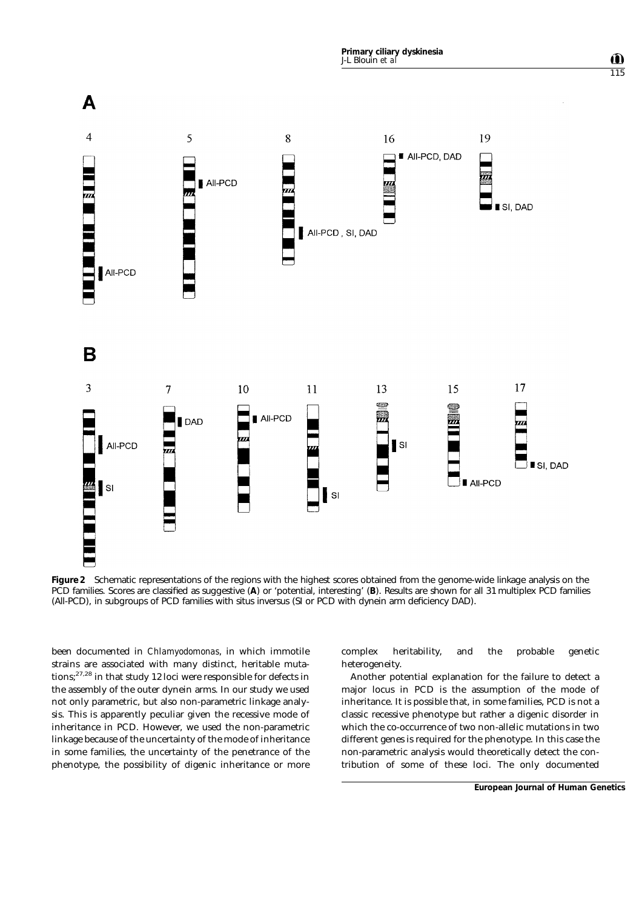**Figure 2** Schematic representations of the regions with the highest scores obtained from the genome-wide linkage analysis on the PCD families. Scores are classified as suggestive (**A**) or 'potential, interesting' (**B**). Results are shown for all 31 multiplex PCD families (All-PCD), in subgroups of PCD families with situs inversus (SI or PCD with dynein arm deficiency DAD).

been documented in *Chlamyodomonas*, in which immotile strains are associated with many distinct, heritable mutations;[27,28] in that study 12 loci were responsible for defects in the assembly of the outer dynein arms. In our study we used not only parametric, but also non-parametric linkage analysis. This is apparently peculiar given the recessive mode of inheritance in PCD. However, we used the non-parametric linkage because of the uncertainty of the mode of inheritance in some families, the uncertainty of the penetrance of the phenotype, the possibility of digenic inheritance or more complex heritability, and the probable genetic heterogeneity.

Another potential explanation for the failure to detect a major locus in PCD is the assumption of the mode of inheritance. It is possible that, in some families, PCD is not a classic recessive phenotype but rather a digenic disorder in which the co-occurrence of two non-allelic mutations in two different genes is required for the phenotype. In this case the non-parametric analysis would theoretically detect the contribution of some of these loci. The only documented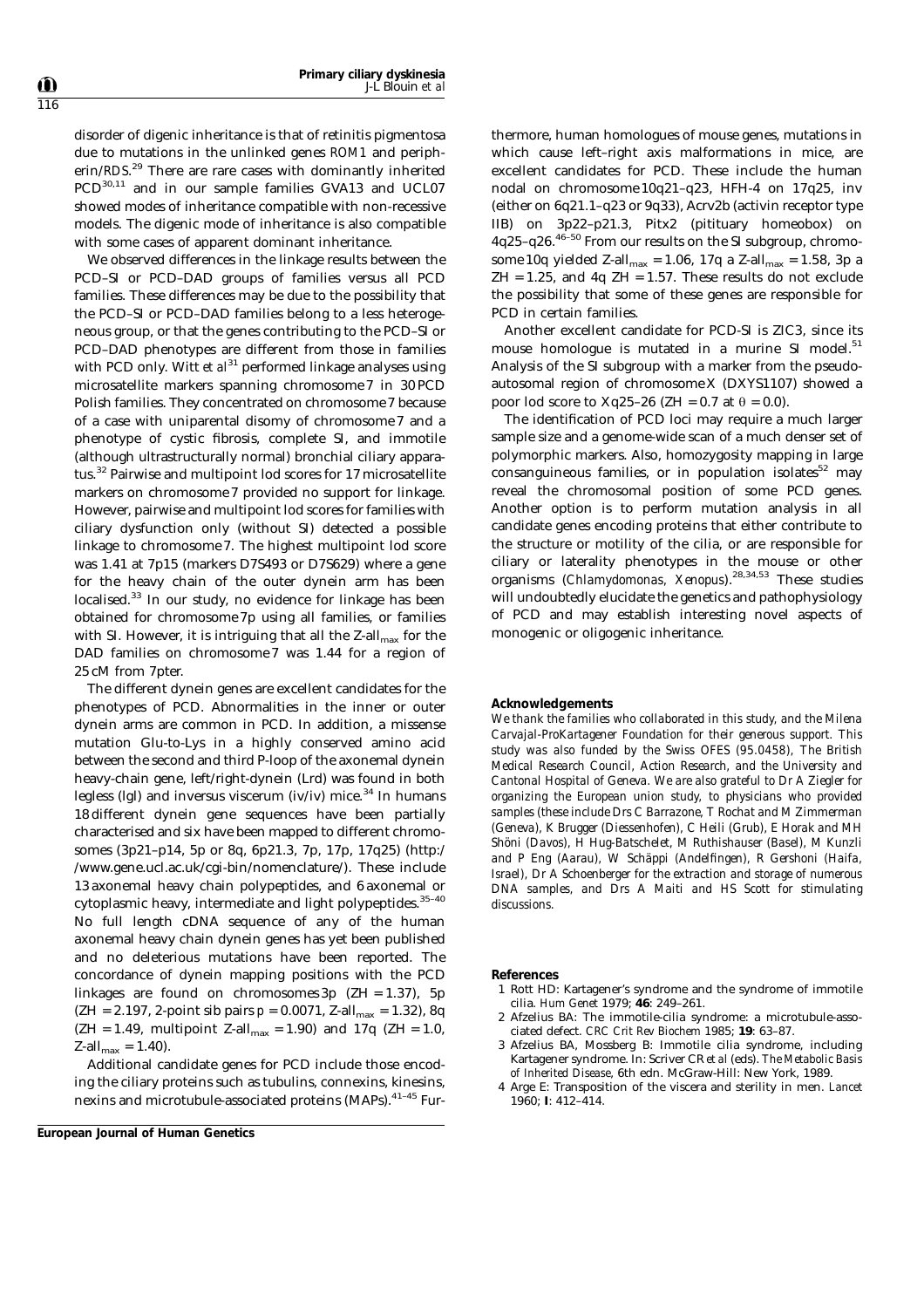disorder of digenic inheritance is that of retinitis pigmentosa due to mutations in the unlinked genes *ROM1* and peripherin/*RDS*.[29] There are rare cases with dominantly inherited PCD[30,11] and in our sample families GVA13 and UCL07 showed modes of inheritance compatible with non-recessive models. The digenic mode of inheritance is also compatible with some cases of apparent dominant inheritance.

We observed differences in the linkage results between the PCD–SI or PCD–DAD groups of families versus all PCD families. These differences may be due to the possibility that the PCD–SI or PCD–DAD families belong to a less heterogeneous group, or that the genes contributing to the PCD–SI or PCD–DAD phenotypes are different from those in families with PCD only. Witt *et al*[31] performed linkage analyses using microsatellite markers spanning chromosome 7 in 30 PCD Polish families. They concentrated on chromosome 7 because of a case with uniparental disomy of chromosome 7 and a phenotype of cystic fibrosis, complete SI, and immotile (although ultrastructurally normal) bronchial ciliary apparatus.[32] Pairwise and multipoint lod scores for 17 microsatellite markers on chromosome 7 provided no support for linkage. However, pairwise and multipoint lod scores for families with ciliary dysfunction only (without SI) detected a possible linkage to chromosome 7. The highest multipoint lod score was 1.41 at 7p15 (markers D7S493 or D7S629) where a gene for the heavy chain of the outer dynein arm has been localised.[33] In our study, no evidence for linkage has been obtained for chromosome 7p using all families, or families with SI. However, it is intriguing that all the Z-all$_{max}$ for the DAD families on chromosome 7 was 1.44 for a region of 25 cM from 7pter.

The different dynein genes are excellent candidates for the phenotypes of PCD. Abnormalities in the inner or outer dynein arms are common in PCD. In addition, a missense mutation Glu-to-Lys in a highly conserved amino acid between the second and third P-loop of the axonemal dynein heavy-chain gene, left/right-dynein (Lrd) was found in both legless (lgl) and inversus viscerum (iv/iv) mice.[34] In humans 18 different dynein gene sequences have been partially characterised and six have been mapped to different chromosomes (3p21–p14, 5p or 8q, 6p21.3, 7p, 17p, 17q25) (http://www.gene.ucl.ac.uk/cgi-bin/nomenclature/). These include 13 axonemal heavy chain polypeptides, and 6 axonemal or cytoplasmic heavy, intermediate and light polypeptides.[35–40] No full length cDNA sequence of any of the human axonemal heavy chain dynein genes has yet been published and no deleterious mutations have been reported. The concordance of dynein mapping positions with the PCD linkages are found on chromosomes 3p (ZH = 1.37), 5p (ZH = 2.197, 2-point sib pairs $p = 0.0071$, Z-all$_{max}$ = 1.32), 8q (ZH = 1.49, multipoint Z-all$_{max}$ = 1.90) and 17q (ZH = 1.0, Z-all$_{max}$ = 1.40).

Additional candidate genes for PCD include those encoding the ciliary proteins such as tubulins, connexins, kinesins, nexins and microtubule-associated proteins (MAPs).[41–45] Furthermore, human homologues of mouse genes, mutations in which cause left–right axis malformations in mice, are excellent candidates for PCD. These include the human nodal on chromosome 10q21–q23, HFH-4 on 17q25, inv (either on 6q21.1–q23 or 9q33), Acrv2b (activin receptor type IIB) on 3p22–p21.3, Pitx2 (pitiuary homeobox) on 4q25–q26.[46–50] From our results on the SI subgroup, chromosome 10q yielded Z-all$_{max}$ = 1.06, 17q a Z-all$_{max}$ = 1.58, 3p a ZH = 1.25, and 4q ZH = 1.57. These results do not exclude the possibility that some of these genes are responsible for PCD in certain families.

Another excellent candidate for PCD-SI is ZIC3, since its mouse homologue is mutated in a murine SI model.[51] Analysis of the SI subgroup with a marker from the pseudo-autosomal region of chromosome X (DXYS1107) showed a poor lod score to Xq25–26 (ZH = 0.7 at $\theta = 0.0$).

The identification of PCD loci may require a much larger sample size and a genome-wide scan of a much denser set of polymorphic markers. Also, homozygosity mapping in large consanguineous families, or in population isolates[52] may reveal the chromosomal position of some PCD genes. Another option is to perform mutation analysis in all candidate genes encoding proteins that either contribute to the structure or motility of the cilia, or are responsible for ciliary or laterality phenotypes in the mouse or other organisms (*Chlamydomonas, Xenopus*).[28,34,53] These studies will undoubtedly elucidate the genetics and pathophysiology of PCD and may establish interesting novel aspects of monogenic or oligogenic inheritance.

## Acknowledgements

*We thank the families who collaborated in this study, and the Milena Carvajal-ProKartagener Foundation for their generous support. This study was also funded by the Swiss OFES (95.0458), The British Medical Research Council, Action Research, and the University and Cantonal Hospital of Geneva. We are also grateful to Dr A Ziegler for organizing the European union study, to physicians who provided samples (these include Drs C Barrazone, T Rochat and M Zimmerman (Geneva), K Brugger (Diessenhofen), C Heili (Grub), E Horak and MH Shöni (Davos), H Hug-Batschelet, M Ruthishauser (Basel), M Kunzli and P Eng (Aarau), W Schäppi (Andelfingen), R Gershoni (Haifa, Israel), Dr A Schoenberger for the extraction and storage of numerous DNA samples, and Drs A Maiti and HS Scott for stimulating discussions.*

## References

1. Rott HD: Kartagener's syndrome and the syndrome of immotile cilia. *Hum Genet* 1979; **46**: 249–261.
2. Afzelius BA: The immotile-cilia syndrome: a microtubule-associated defect. *CRC Crit Rev Biochem* 1985; **19**: 63–87.
3. Afzelius BA, Mossberg B: Immotile cilia syndrome, including Kartagener syndrome. In: Scriver CR *et al* (eds). *The Metabolic Basis of Inherited Disease*, 6th edn. McGraw-Hill: New York, 1989.
4. Arge E: Transposition of the viscera and sterility in men. *Lancet* 1960; **I**: 412–414.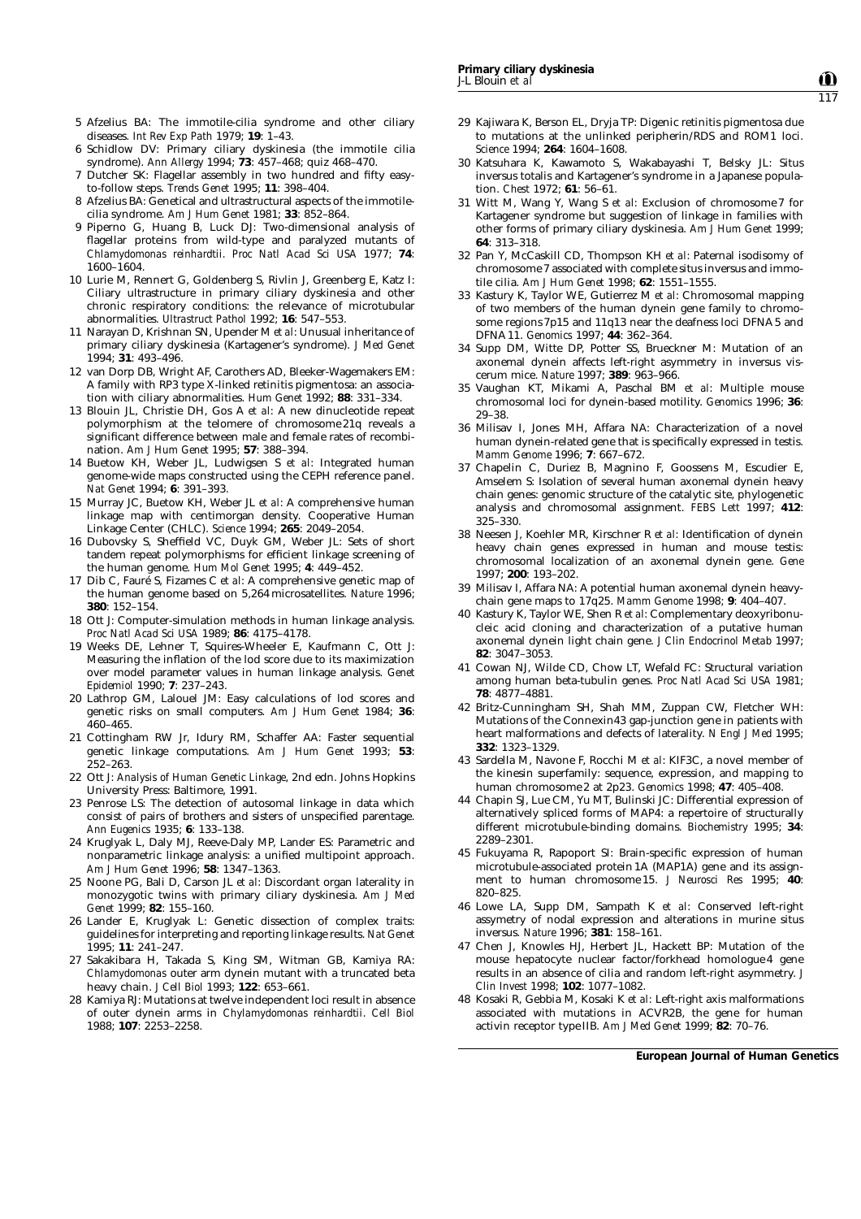5 Afzelius BA: The immotile-cilia syndrome and other ciliary diseases. *Int Rev Exp Path* 1979; **19**: 1–43.

6 Schidlow DV: Primary ciliary dyskinesia (the immotile cilia syndrome). *Ann Allergy* 1994; **73**: 457–468; quiz 468–470.

7 Dutcher SK: Flagellar assembly in two hundred and fifty easy-to-follow steps. *Trends Genet* 1995; **11**: 398–404.

8 Afzelius BA: Genetical and ultrastructural aspects of the immotile-cilia syndrome. *Am J Hum Genet* 1981; **33**: 852–864.

9 Piperno G, Huang B, Luck DJ: Two-dimensional analysis of flagellar proteins from wild-type and paralyzed mutants of *Chlamydomonas reinhardtii*. *Proc Natl Acad Sci USA* 1977; **74**: 1600–1604.

10 Lurie M, Rennert G, Goldenberg S, Rivlin J, Greenberg E, Katz I: Ciliary ultrastructure in primary ciliary dyskinesia and other chronic respiratory conditions: the relevance of microtubular abnormalities. *Ultrastruct Pathol* 1992; **16**: 547–553.

11 Narayan D, Krishnan SN, Upender M *et al*: Unusual inheritance of primary ciliary dyskinesia (Kartagener's syndrome). *J Med Genet* 1994; **31**: 493–496.

12 van Dorp DB, Wright AF, Carothers AD, Bleeker-Wagemakers EM: A family with RP3 type X-linked retinitis pigmentosa: an association with ciliary abnormalities. *Hum Genet* 1992; **88**: 331–334.

13 Blouin JL, Christie DH, Gos A *et al*: A new dinucleotide repeat polymorphism at the telomere of chromosome 21q reveals a significant difference between male and female rates of recombination. *Am J Hum Genet* 1995; **57**: 388–394.

14 Buetow KH, Weber JL, Ludwigsen S *et al*: Integrated human genome-wide maps constructed using the CEPH reference panel. *Nat Genet* 1994; **6**: 391–393.

15 Murray JC, Buetow KH, Weber JL *et al*: A comprehensive human linkage map with centimorgan density. Cooperative Human Linkage Center (CHLC). *Science* 1994; **265**: 2049–2054.

16 Dubovsky S, Sheffield VC, Duyk GM, Weber JL: Sets of short tandem repeat polymorphisms for efficient linkage screening of the human genome. *Hum Mol Genet* 1995; **4**: 449–452.

17 Dib C, Fauré S, Fizames C *et al*: A comprehensive genetic map of the human genome based on 5,264 microsatellites. *Nature* 1996; **380**: 152–154.

18 Ott J: Computer-simulation methods in human linkage analysis. *Proc Natl Acad Sci USA* 1989; **86**: 4175–4178.

19 Weeks DE, Lehner T, Squires-Wheeler E, Kaufmann C, Ott J: Measuring the inflation of the lod score due to its maximization over model parameter values in human linkage analysis. *Genet Epidemiol* 1990; **7**: 237–243.

20 Lathrop GM, Lalouel JM: Easy calculations of lod scores and genetic risks on small computers. *Am J Hum Genet* 1984; **36**: 460–465.

21 Cottingham RW Jr, Idury RM, Schaffer AA: Faster sequential genetic linkage computations. *Am J Hum Genet* 1993; **53**: 252–263.

22 Ott J: *Analysis of Human Genetic Linkage*, 2nd edn. Johns Hopkins University Press: Baltimore, 1991.

23 Penrose LS: The detection of autosomal linkage in data which consist of pairs of brothers and sisters of unspecified parentage. *Ann Eugenics* 1935; **6**: 133–138.

24 Kruglyak L, Daly MJ, Reeve-Daly MP, Lander ES: Parametric and nonparametric linkage analysis: a unified multipoint approach. *Am J Hum Genet* 1996; **58**: 1347–1363.

25 Noone PG, Bali D, Carson JL *et al*: Discordant organ laterality in monozygotic twins with primary ciliary dyskinesia. *Am J Med Genet* 1999; **82**: 155–160.

26 Lander E, Kruglyak L: Genetic dissection of complex traits: guidelines for interpreting and reporting linkage results. *Nat Genet* 1995; **11**: 241–247.

27 Sakakibara H, Takada S, King SM, Witman GB, Kamiya RA: *Chlamydomonas* outer arm dynein mutant with a truncated beta heavy chain. *J Cell Biol* 1993; **122**: 653–661.

28 Kamiya RJ: Mutations at twelve independent loci result in absence of outer dynein arms in *Chylamydomonas reinhardtii*. *Cell Biol* 1988; **107**: 2253–2258.

29 Kajiwara K, Berson EL, Dryja TP: Digenic retinitis pigmentosa due to mutations at the unlinked peripherin/RDS and ROM1 loci. *Science* 1994; **264**: 1604–1608.

30 Katsuhara K, Kawamoto S, Wakabayashi T, Belsky JL: Situs inversus totalis and Kartagener's syndrome in a Japanese population. *Chest* 1972; **61**: 56–61.

31 Witt M, Wang Y, Wang S *et al*: Exclusion of chromosome 7 for Kartagener syndrome but suggestion of linkage in families with other forms of primary ciliary dyskinesia. *Am J Hum Genet* 1999; **64**: 313–318.

32 Pan Y, McCaskill CD, Thompson KH *et al*: Paternal isodisomy of chromosome 7 associated with complete situs inversus and immotile cilia. *Am J Hum Genet* 1998; **62**: 1551–1555.

33 Kastury K, Taylor WE, Gutierrez M *et al*: Chromosomal mapping of two members of the human dynein gene family to chromosome regions 7p15 and 11q13 near the deafness loci DFNA 5 and DFNA 11. *Genomics* 1997; **44**: 362–364.

34 Supp DM, Witte DP, Potter SS, Brueckner M: Mutation of an axonemal dynein affects left-right asymmetry in inversus viscerum mice. *Nature* 1997; **389**: 963–966.

35 Vaughan KT, Mikami A, Paschal BM *et al*: Multiple mouse chromosomal loci for dynein-based motility. *Genomics* 1996; **36**: 29–38.

36 Milisav I, Jones MH, Affara NA: Characterization of a novel human dynein-related gene that is specifically expressed in testis. *Mamm Genome* 1996; **7**: 667–672.

37 Chapelin C, Duriez B, Magnino F, Goossens M, Escudier E, Amselem S: Isolation of several human axonemal dynein heavy chain genes: genomic structure of the catalytic site, phylogenetic analysis and chromosomal assignment. *FEBS Lett* 1997; **412**: 325–330.

38 Neesen J, Koehler MR, Kirschner R *et al*: Identification of dynein heavy chain genes expressed in human and mouse testis: chromosomal localization of an axonemal dynein gene. *Gene* 1997; **200**: 193–202.

39 Milisav I, Affara NA: A potential human axonemal dynein heavy-chain gene maps to 17q25. *Mamm Genome* 1998; **9**: 404–407.

40 Kastury K, Taylor WE, Shen R *et al*: Complementary deoxyribonucleic acid cloning and characterization of a putative human axonemal dynein light chain gene. *J Clin Endocrinol Metab* 1997; **82**: 3047–3053.

41 Cowan NJ, Wilde CD, Chow LT, Wefald FC: Structural variation among human beta-tubulin genes. *Proc Natl Acad Sci USA* 1981; **78**: 4877–4881.

42 Britz-Cunningham SH, Shah MM, Zuppan CW, Fletcher WH: Mutations of the Connexin43 gap-junction gene in patients with heart malformations and defects of laterality. *N Engl J Med* 1995; **332**: 1323–1329.

43 Sardella M, Navone F, Rocchi M *et al*: KIF3C, a novel member of the kinesin superfamily: sequence, expression, and mapping to human chromosome 2 at 2p23. *Genomics* 1998; **47**: 405–408.

44 Chapin SJ, Lue CM, Yu MT, Bulinski JC: Differential expression of alternatively spliced forms of MAP4: a repertoire of structurally different microtubule-binding domains. *Biochemistry* 1995; **34**: 2289–2301.

45 Fukuyama R, Rapoport SI: Brain-specific expression of human microtubule-associated protein 1A (MAP1A) gene and its assignment to human chromosome 15. *J Neurosci Res* 1995; **40**: 820–825.

46 Lowe LA, Supp DM, Sampath K *et al*: Conserved left-right assymetry of nodal expression and alterations in murine situs inversus. *Nature* 1996; **381**: 158–161.

47 Chen J, Knowles HJ, Herbert JL, Hackett BP: Mutation of the mouse hepatocyte nuclear factor/forkhead homologue 4 gene results in an absence of cilia and random left-right asymmetry. *J Clin Invest* 1998; **102**: 1077–1082.

48 Kosaki R, Gebbia M, Kosaki K *et al*: Left-right axis malformations associated with mutations in ACVR2B, the gene for human activin receptor type IIB. *Am J Med Genet* 1999; **82**: 70–76.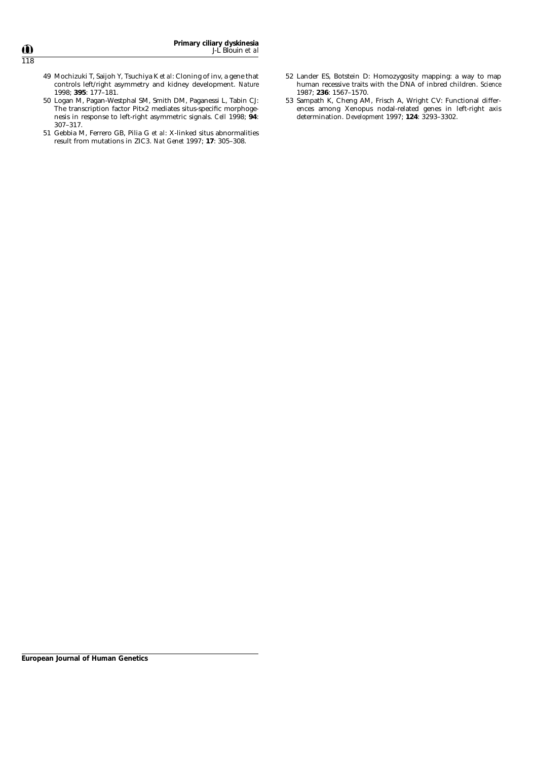49 Mochizuki T, Saijoh Y, Tsuchiya K *et al*: Cloning of inv, a gene that controls left/right asymmetry and kidney development. *Nature* 1998; **395**: 177–181.

50 Logan M, Pagan-Westphal SM, Smith DM, Paganessi L, Tabin CJ: The transcription factor Pitx2 mediates situs-specific morphogenesis in response to left-right asymmetric signals. *Cell* 1998; **94**: 307–317.

51 Gebbia M, Ferrero GB, Pilia G *et al*: X-linked situs abnormalities result from mutations in ZIC3. *Nat Genet* 1997; **17**: 305–308.

52 Lander ES, Botstein D: Homozygosity mapping: a way to map human recessive traits with the DNA of inbred children. *Science* 1987; **236**: 1567–1570.

53 Sampath K, Cheng AM, Frisch A, Wright CV: Functional differences among Xenopus nodal-related genes in left-right axis determination. *Development* 1997; **124**: 3293–3302.